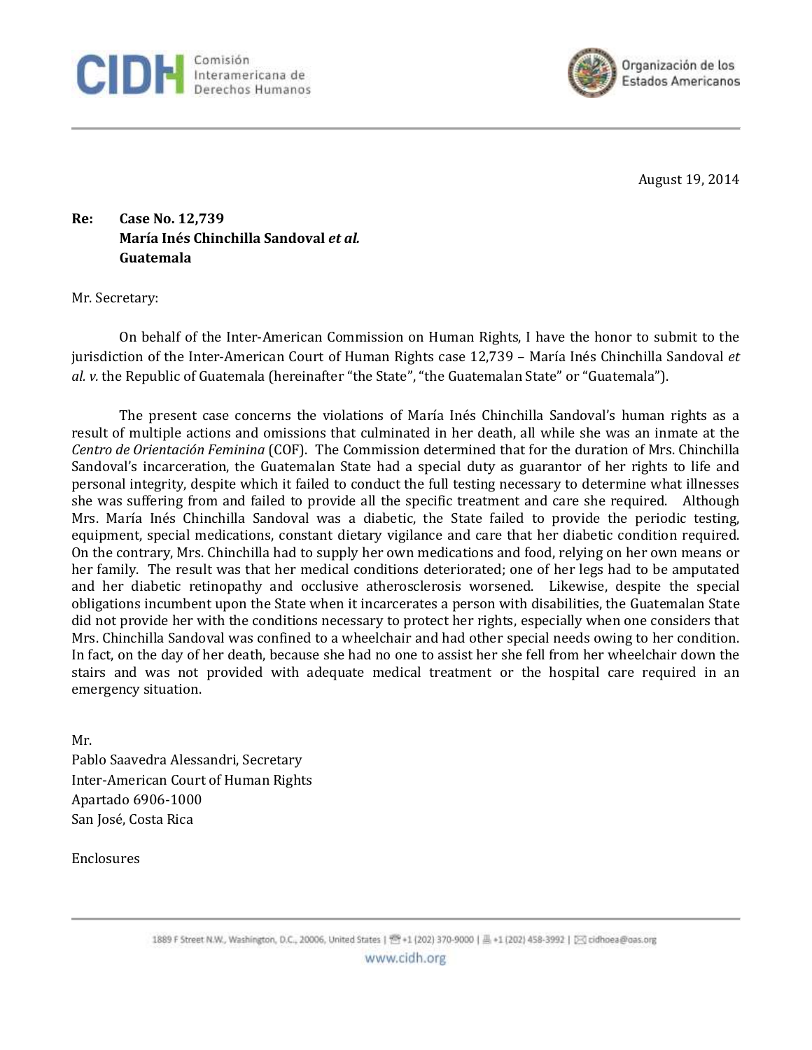August 19, 2014

**Re: Case No. 12,739**
**María Inés Chinchilla Sandoval *et al.***
**Guatemala**

Mr. Secretary:

On behalf of the Inter-American Commission on Human Rights, I have the honor to submit to the jurisdiction of the Inter-American Court of Human Rights case 12,739 – María Inés Chinchilla Sandoval *et al. v.* the Republic of Guatemala (hereinafter "the State", "the Guatemalan State" or "Guatemala").

The present case concerns the violations of María Inés Chinchilla Sandoval's human rights as a result of multiple actions and omissions that culminated in her death, all while she was an inmate at the *Centro de Orientación Feminina* (COF). The Commission determined that for the duration of Mrs. Chinchilla Sandoval's incarceration, the Guatemalan State had a special duty as guarantor of her rights to life and personal integrity, despite which it failed to conduct the full testing necessary to determine what illnesses she was suffering from and failed to provide all the specific treatment and care she required. Although Mrs. María Inés Chinchilla Sandoval was a diabetic, the State failed to provide the periodic testing, equipment, special medications, constant dietary vigilance and care that her diabetic condition required. On the contrary, Mrs. Chinchilla had to supply her own medications and food, relying on her own means or her family. The result was that her medical conditions deteriorated; one of her legs had to be amputated and her diabetic retinopathy and occlusive atherosclerosis worsened. Likewise, despite the special obligations incumbent upon the State when it incarcerates a person with disabilities, the Guatemalan State did not provide her with the conditions necessary to protect her rights, especially when one considers that Mrs. Chinchilla Sandoval was confined to a wheelchair and had other special needs owing to her condition. In fact, on the day of her death, because she had no one to assist her she fell from her wheelchair down the stairs and was not provided with adequate medical treatment or the hospital care required in an emergency situation.

Mr.
Pablo Saavedra Alessandri, Secretary
Inter-American Court of Human Rights
Apartado 6906-1000
San José, Costa Rica

Enclosures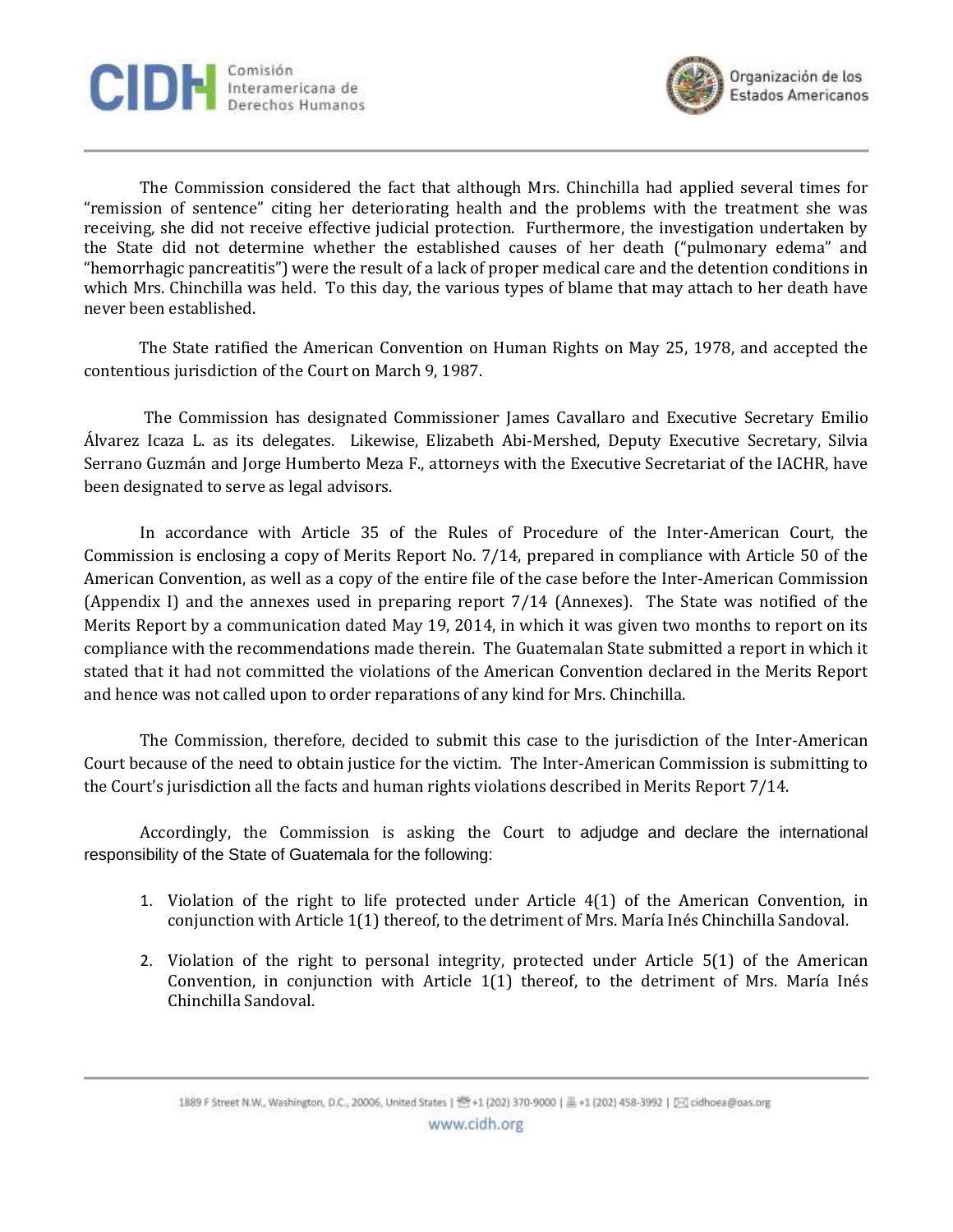The Commission considered the fact that although Mrs. Chinchilla had applied several times for "remission of sentence" citing her deteriorating health and the problems with the treatment she was receiving, she did not receive effective judicial protection. Furthermore, the investigation undertaken by the State did not determine whether the established causes of her death ("pulmonary edema" and "hemorrhagic pancreatitis") were the result of a lack of proper medical care and the detention conditions in which Mrs. Chinchilla was held. To this day, the various types of blame that may attach to her death have never been established.

The State ratified the American Convention on Human Rights on May 25, 1978, and accepted the contentious jurisdiction of the Court on March 9, 1987.

The Commission has designated Commissioner James Cavallaro and Executive Secretary Emilio Álvarez Icaza L. as its delegates. Likewise, Elizabeth Abi-Mershed, Deputy Executive Secretary, Silvia Serrano Guzmán and Jorge Humberto Meza F., attorneys with the Executive Secretariat of the IACHR, have been designated to serve as legal advisors.

In accordance with Article 35 of the Rules of Procedure of the Inter-American Court, the Commission is enclosing a copy of Merits Report No. 7/14, prepared in compliance with Article 50 of the American Convention, as well as a copy of the entire file of the case before the Inter-American Commission (Appendix I) and the annexes used in preparing report 7/14 (Annexes). The State was notified of the Merits Report by a communication dated May 19, 2014, in which it was given two months to report on its compliance with the recommendations made therein. The Guatemalan State submitted a report in which it stated that it had not committed the violations of the American Convention declared in the Merits Report and hence was not called upon to order reparations of any kind for Mrs. Chinchilla.

The Commission, therefore, decided to submit this case to the jurisdiction of the Inter-American Court because of the need to obtain justice for the victim. The Inter-American Commission is submitting to the Court's jurisdiction all the facts and human rights violations described in Merits Report 7/14.

Accordingly, the Commission is asking the Court to adjudge and declare the international responsibility of the State of Guatemala for the following:

1. Violation of the right to life protected under Article 4(1) of the American Convention, in conjunction with Article 1(1) thereof, to the detriment of Mrs. María Inés Chinchilla Sandoval.

2. Violation of the right to personal integrity, protected under Article 5(1) of the American Convention, in conjunction with Article 1(1) thereof, to the detriment of Mrs. María Inés Chinchilla Sandoval.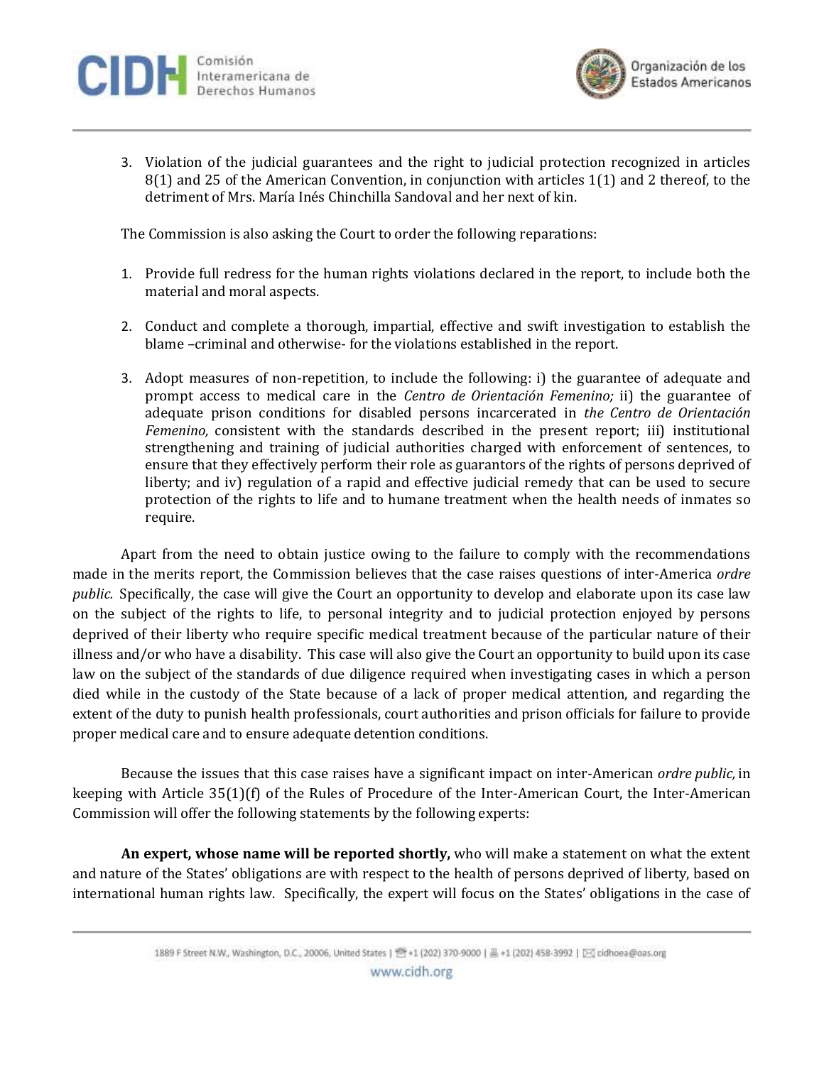3. Violation of the judicial guarantees and the right to judicial protection recognized in articles 8(1) and 25 of the American Convention, in conjunction with articles 1(1) and 2 thereof, to the detriment of Mrs. María Inés Chinchilla Sandoval and her next of kin.

The Commission is also asking the Court to order the following reparations:

1. Provide full redress for the human rights violations declared in the report, to include both the material and moral aspects.

2. Conduct and complete a thorough, impartial, effective and swift investigation to establish the blame –criminal and otherwise- for the violations established in the report.

3. Adopt measures of non-repetition, to include the following: i) the guarantee of adequate and prompt access to medical care in the *Centro de Orientación Femenino;* ii) the guarantee of adequate prison conditions for disabled persons incarcerated in *the Centro de Orientación Femenino,* consistent with the standards described in the present report; iii) institutional strengthening and training of judicial authorities charged with enforcement of sentences, to ensure that they effectively perform their role as guarantors of the rights of persons deprived of liberty; and iv) regulation of a rapid and effective judicial remedy that can be used to secure protection of the rights to life and to humane treatment when the health needs of inmates so require.

Apart from the need to obtain justice owing to the failure to comply with the recommendations made in the merits report, the Commission believes that the case raises questions of inter-America *ordre public.* Specifically, the case will give the Court an opportunity to develop and elaborate upon its case law on the subject of the rights to life, to personal integrity and to judicial protection enjoyed by persons deprived of their liberty who require specific medical treatment because of the particular nature of their illness and/or who have a disability. This case will also give the Court an opportunity to build upon its case law on the subject of the standards of due diligence required when investigating cases in which a person died while in the custody of the State because of a lack of proper medical attention, and regarding the extent of the duty to punish health professionals, court authorities and prison officials for failure to provide proper medical care and to ensure adequate detention conditions.

Because the issues that this case raises have a significant impact on inter-American *ordre public,* in keeping with Article 35(1)(f) of the Rules of Procedure of the Inter-American Court, the Inter-American Commission will offer the following statements by the following experts:

**An expert, whose name will be reported shortly,** who will make a statement on what the extent and nature of the States' obligations are with respect to the health of persons deprived of liberty, based on international human rights law. Specifically, the expert will focus on the States' obligations in the case of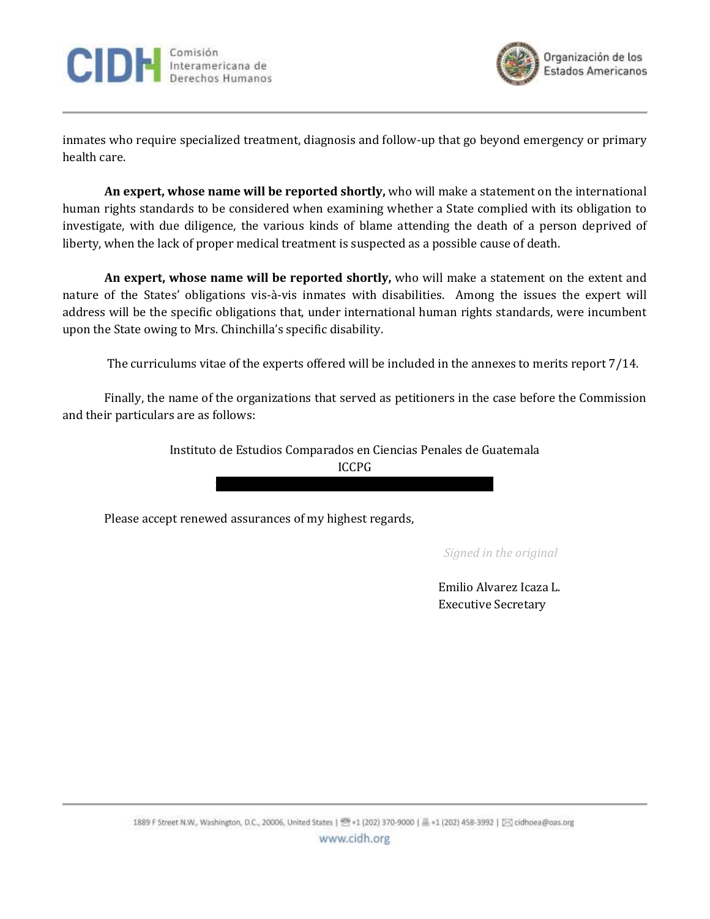inmates who require specialized treatment, diagnosis and follow-up that go beyond emergency or primary health care.

**An expert, whose name will be reported shortly,** who will make a statement on the international human rights standards to be considered when examining whether a State complied with its obligation to investigate, with due diligence, the various kinds of blame attending the death of a person deprived of liberty, when the lack of proper medical treatment is suspected as a possible cause of death.

**An expert, whose name will be reported shortly,** who will make a statement on the extent and nature of the States' obligations vis-à-vis inmates with disabilities. Among the issues the expert will address will be the specific obligations that, under international human rights standards, were incumbent upon the State owing to Mrs. Chinchilla's specific disability.

The curriculums vitae of the experts offered will be included in the annexes to merits report 7/14.

Finally, the name of the organizations that served as petitioners in the case before the Commission and their particulars are as follows:

Instituto de Estudios Comparados en Ciencias Penales de Guatemala
ICCPG

Please accept renewed assurances of my highest regards,

*Signed in the original*

Emilio Alvarez Icaza L.
Executive Secretary